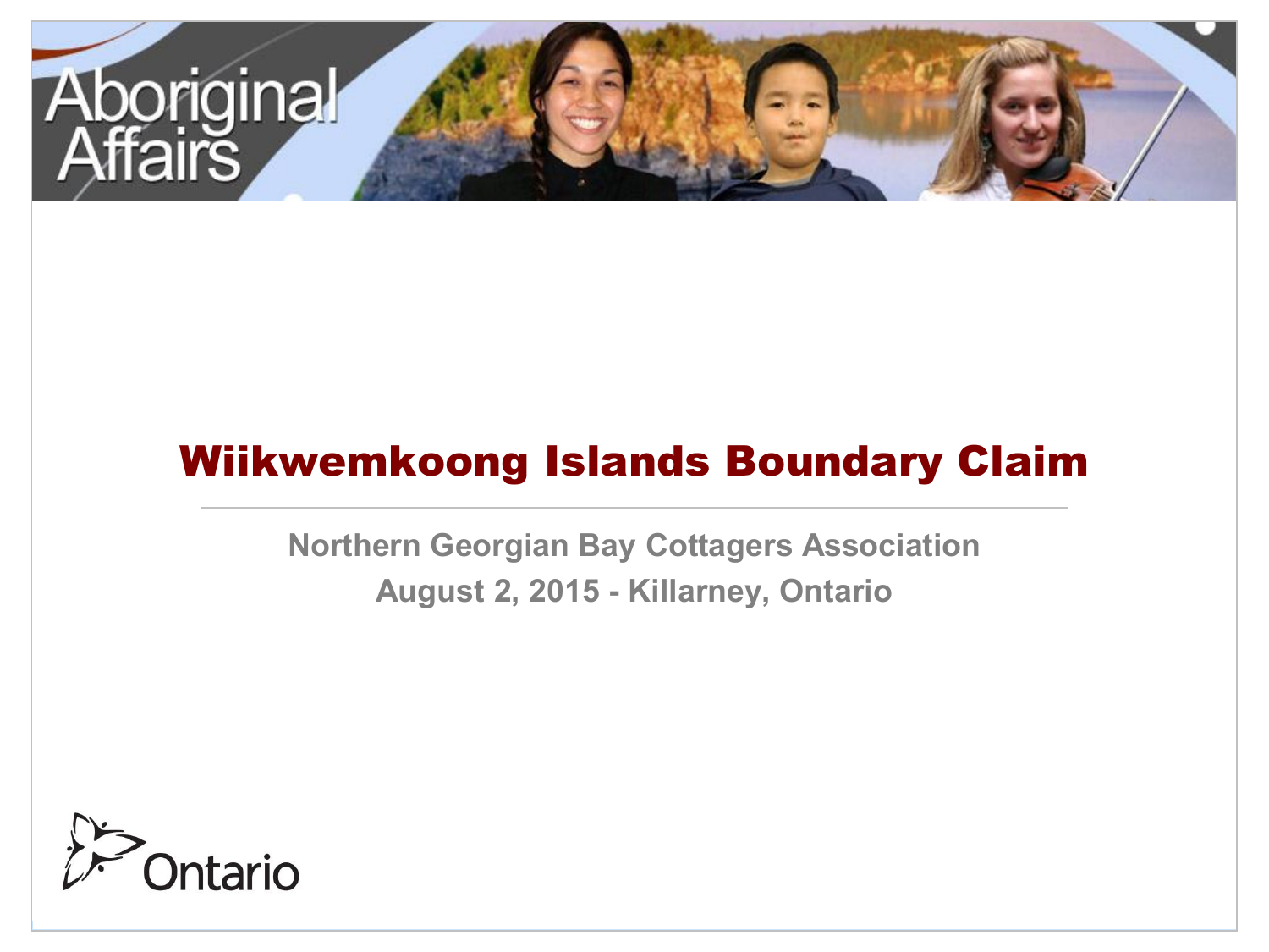Aboriginal Affairs

# Wiikwemkoong Islands Boundary Claim

Northern Georgian Bay Cottagers Association

August 2, 2015 - Killarney, Ontario

Ontario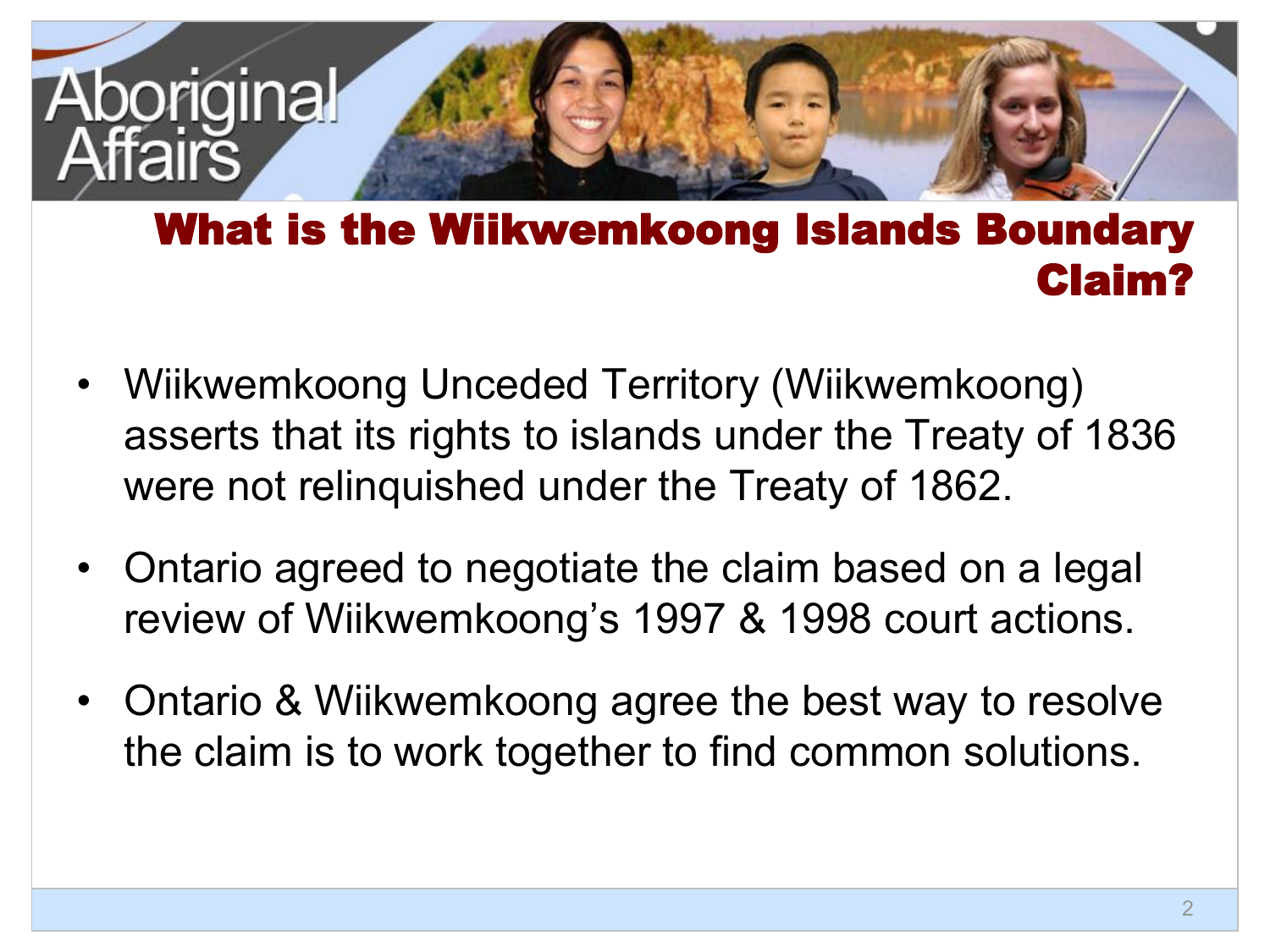## What is the Wiikwemkoong Islands Boundary Claim?

- Wiikwemkoong Unceded Territory (Wiikwemkoong) asserts that its rights to islands under the Treaty of 1836 were not relinquished under the Treaty of 1862.
- Ontario agreed to negotiate the claim based on a legal review of Wiikwemkoong's 1997 & 1998 court actions.
- Ontario & Wiikwemkoong agree the best way to resolve the claim is to work together to find common solutions.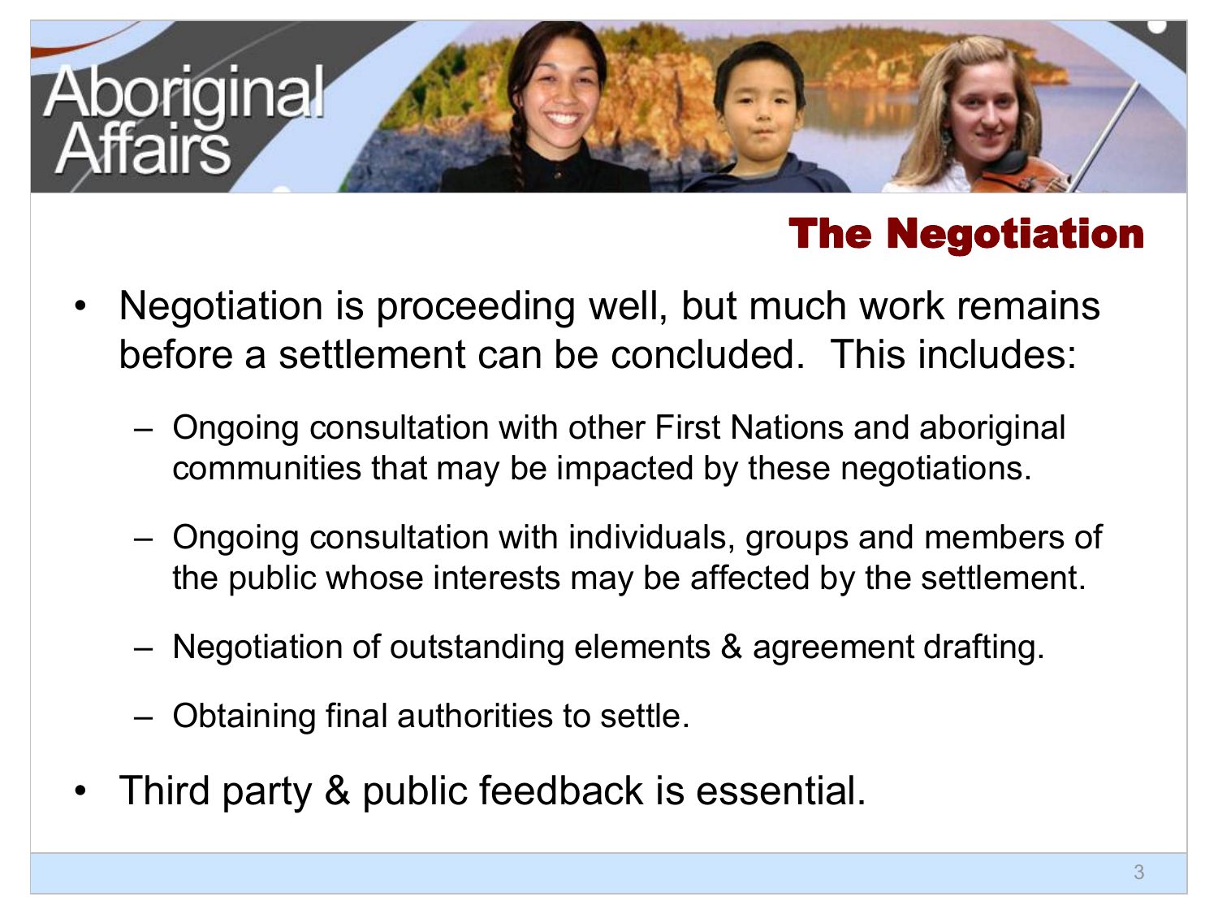## The Negotiation

- Negotiation is proceeding well, but much work remains before a settlement can be concluded. This includes:
  - Ongoing consultation with other First Nations and aboriginal communities that may be impacted by these negotiations.
  - Ongoing consultation with individuals, groups and members of the public whose interests may be affected by the settlement.
  - Negotiation of outstanding elements & agreement drafting.
  - Obtaining final authorities to settle.
- Third party & public feedback is essential.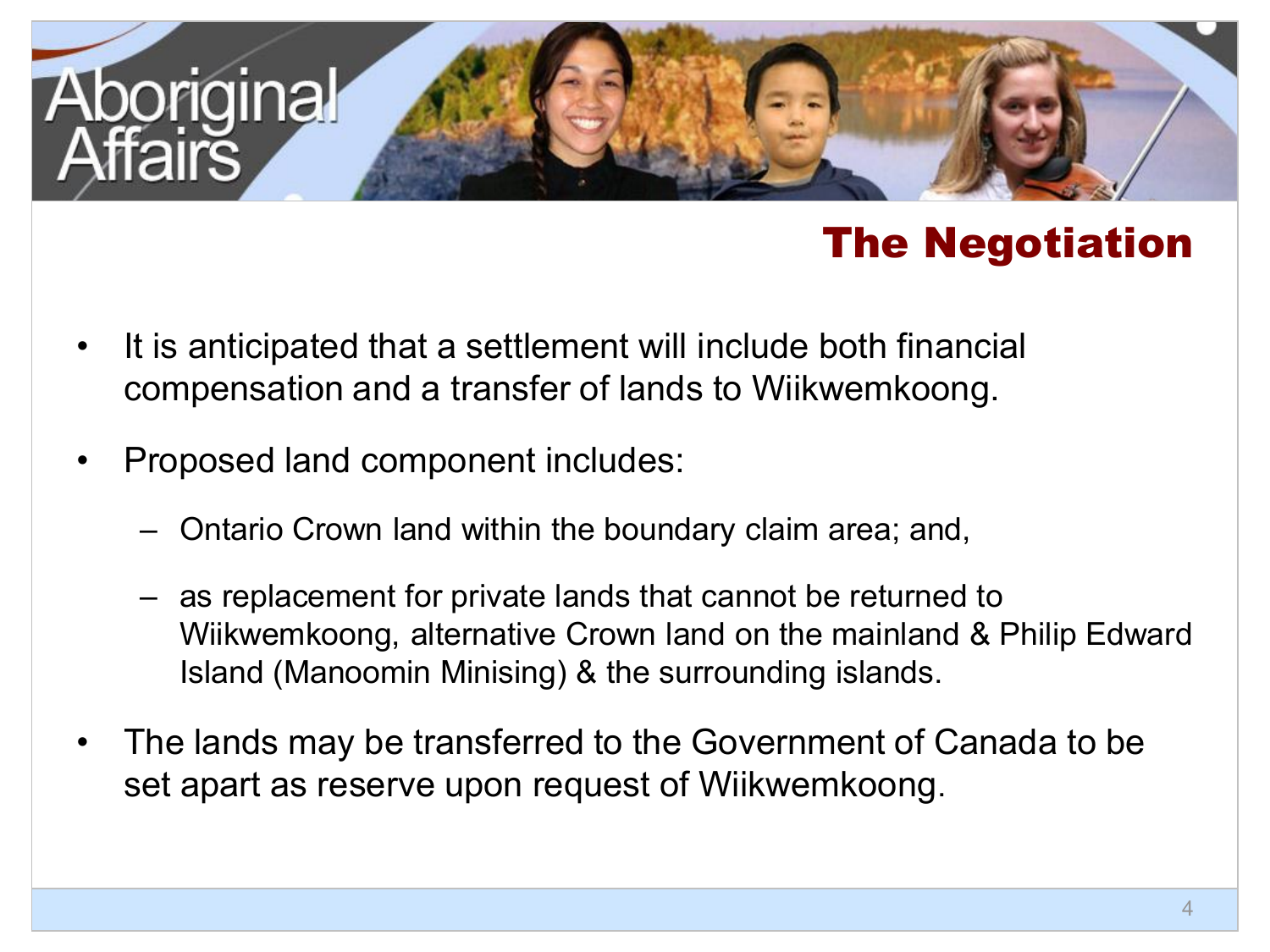## The Negotiation

- It is anticipated that a settlement will include both financial compensation and a transfer of lands to Wiikwemkoong.
- Proposed land component includes:
  - Ontario Crown land within the boundary claim area; and,
  - as replacement for private lands that cannot be returned to Wiikwemkoong, alternative Crown land on the mainland & Philip Edward Island (Manoomin Minising) & the surrounding islands.
- The lands may be transferred to the Government of Canada to be set apart as reserve upon request of Wiikwemkoong.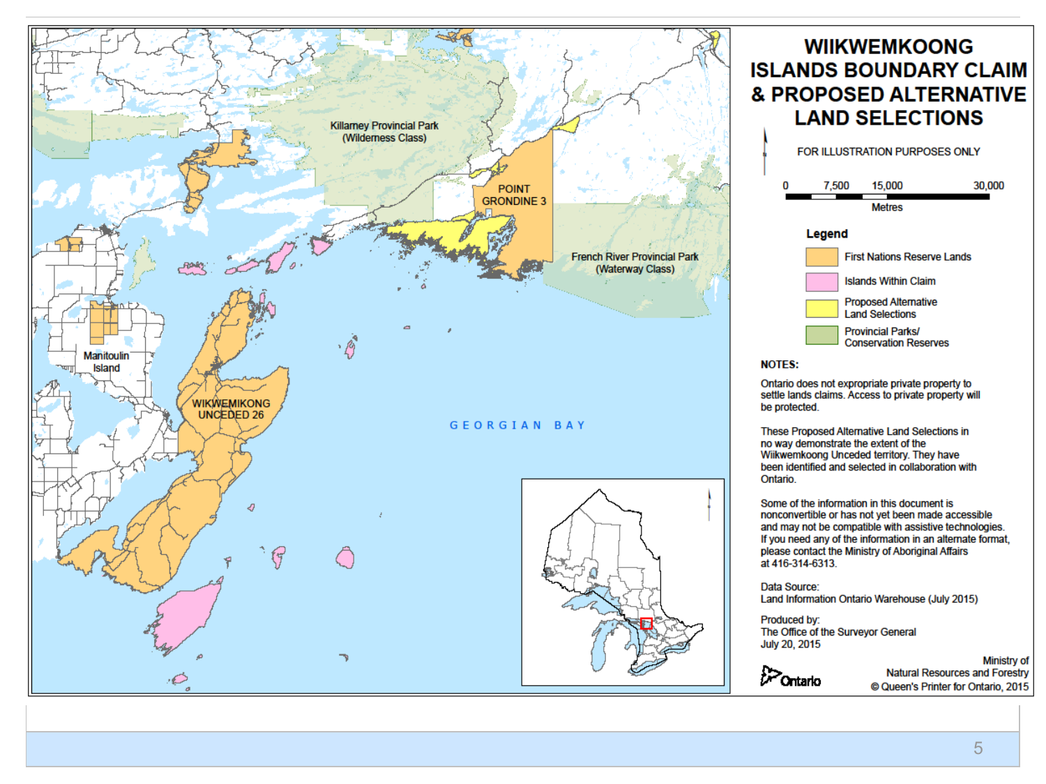# WIIKWEMKOONG ISLANDS BOUNDARY CLAIM & PROPOSED ALTERNATIVE LAND SELECTIONS

FOR ILLUSTRATION PURPOSES ONLY

0 7,500 15,000 30,000

Metres

**Legend**

- First Nations Reserve Lands
- Islands Within Claim
- Proposed Alternative Land Selections
- Provincial Parks/ Conservation Reserves

Killarney Provincial Park (Wilderness Class)

POINT GRONDINE 3

French River Provincial Park (Waterway Class)

Manitoulin Island

WIKWEMIKONG UNCEDED 26

GEORGIAN BAY

**NOTES:**

Ontario does not expropriate private property to settle lands claims. Access to private property will be protected.

These Proposed Alternative Land Selections in no way demonstrate the extent of the Wiikwemkoong Unceded territory. They have been identified and selected in collaboration with Ontario.

Some of the information in this document is nonconvertible or has not yet been made accessible and may not be compatible with assistive technologies. If you need any of the information in an alternate format, please contact the Ministry of Aboriginal Affairs at 416-314-6313.

Data Source:
Land Information Ontario Warehouse (July 2015)

Produced by:
The Office of the Surveyor General
July 20, 2015

Ontario

Ministry of
Natural Resources and Forestry
© Queen's Printer for Ontario, 2015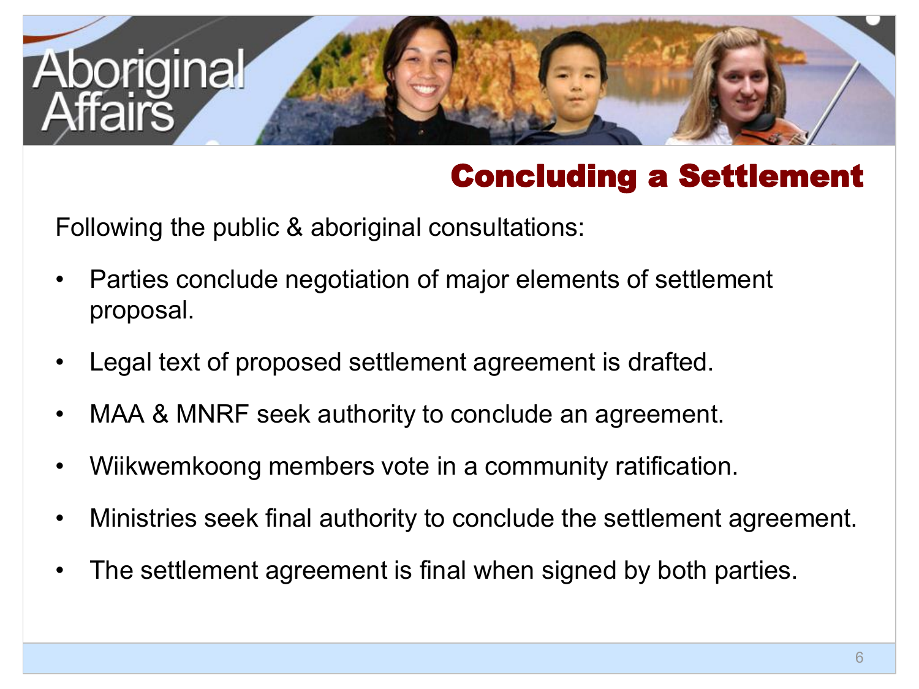## Concluding a Settlement

Following the public & aboriginal consultations:

- Parties conclude negotiation of major elements of settlement proposal.
- Legal text of proposed settlement agreement is drafted.
- MAA & MNRF seek authority to conclude an agreement.
- Wiikwemkoong members vote in a community ratification.
- Ministries seek final authority to conclude the settlement agreement.
- The settlement agreement is final when signed by both parties.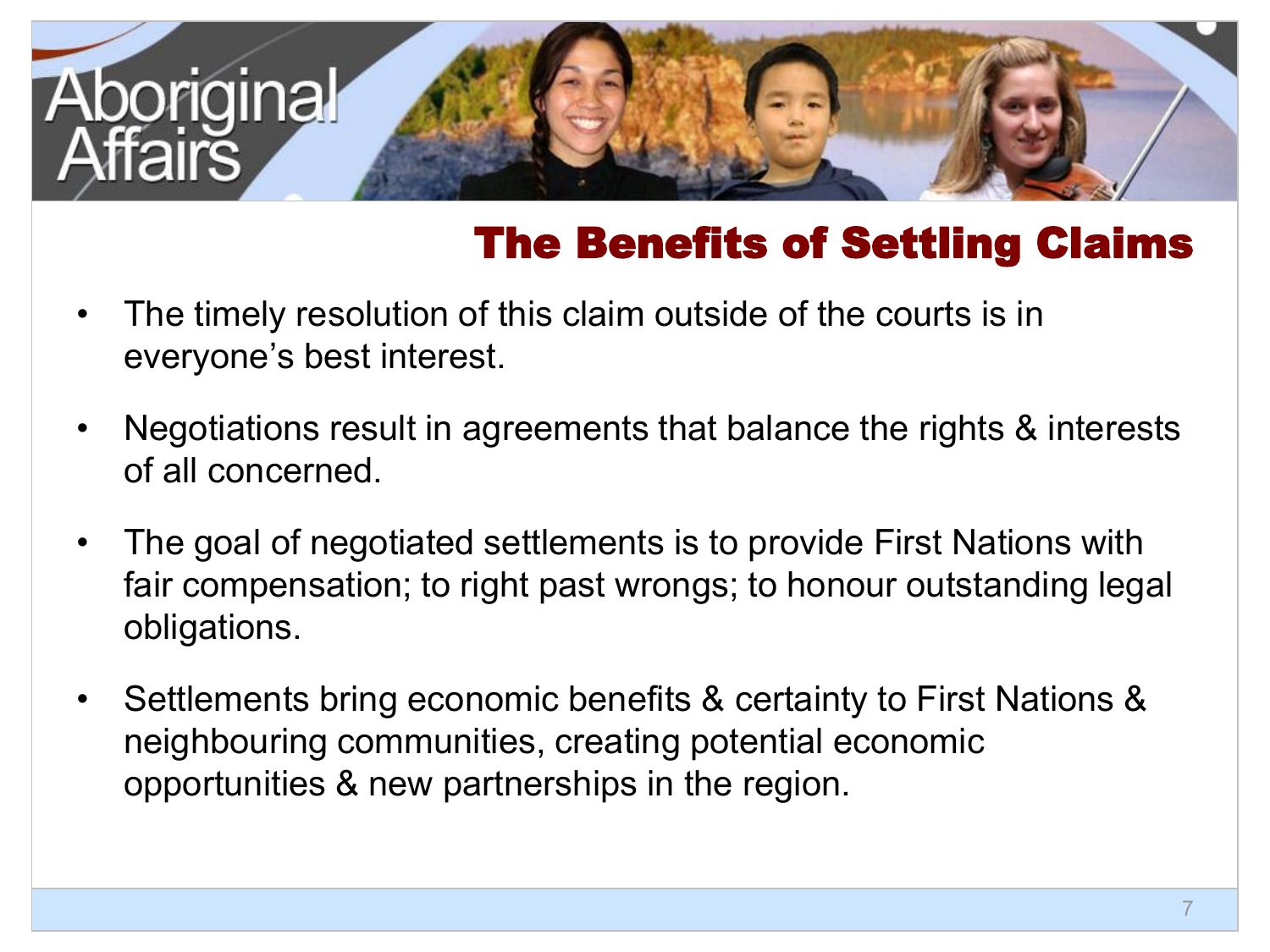# The Benefits of Settling Claims

- The timely resolution of this claim outside of the courts is in everyone's best interest.
- Negotiations result in agreements that balance the rights & interests of all concerned.
- The goal of negotiated settlements is to provide First Nations with fair compensation; to right past wrongs; to honour outstanding legal obligations.
- Settlements bring economic benefits & certainty to First Nations & neighbouring communities, creating potential economic opportunities & new partnerships in the region.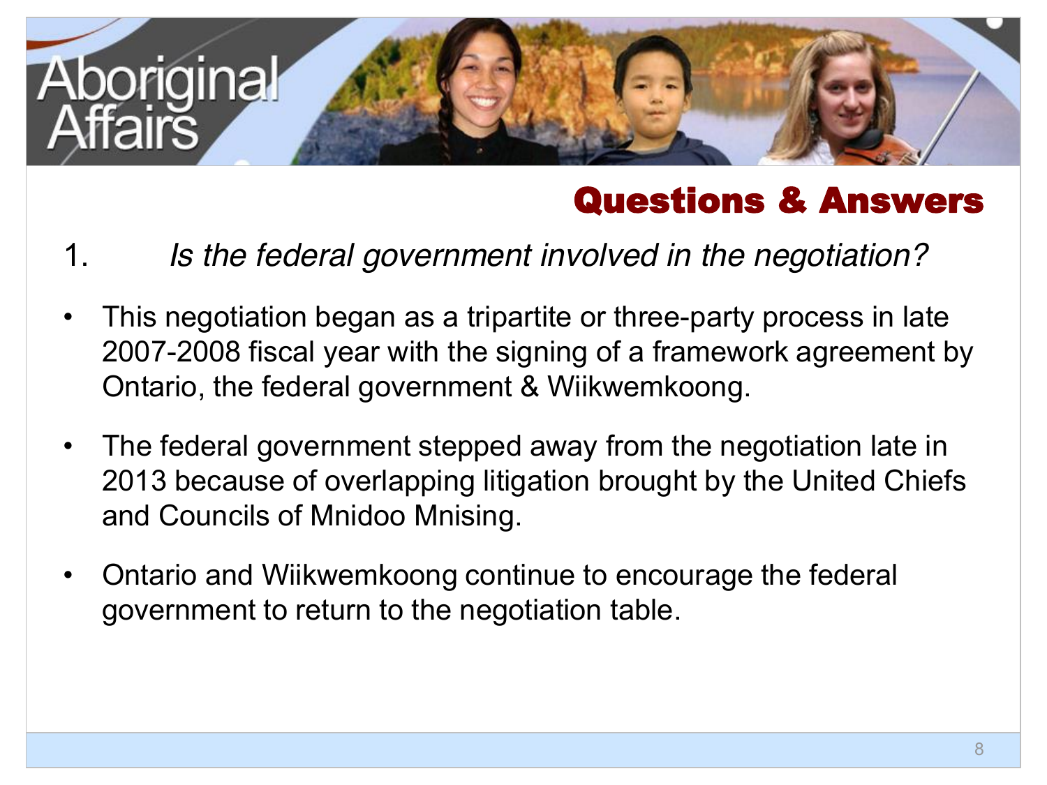Aboriginal Affairs

## Questions & Answers

1. *Is the federal government involved in the negotiation?*

- This negotiation began as a tripartite or three-party process in late 2007-2008 fiscal year with the signing of a framework agreement by Ontario, the federal government & Wiikwemkoong.
- The federal government stepped away from the negotiation late in 2013 because of overlapping litigation brought by the United Chiefs and Councils of Mnidoo Mnising.
- Ontario and Wiikwemkoong continue to encourage the federal government to return to the negotiation table.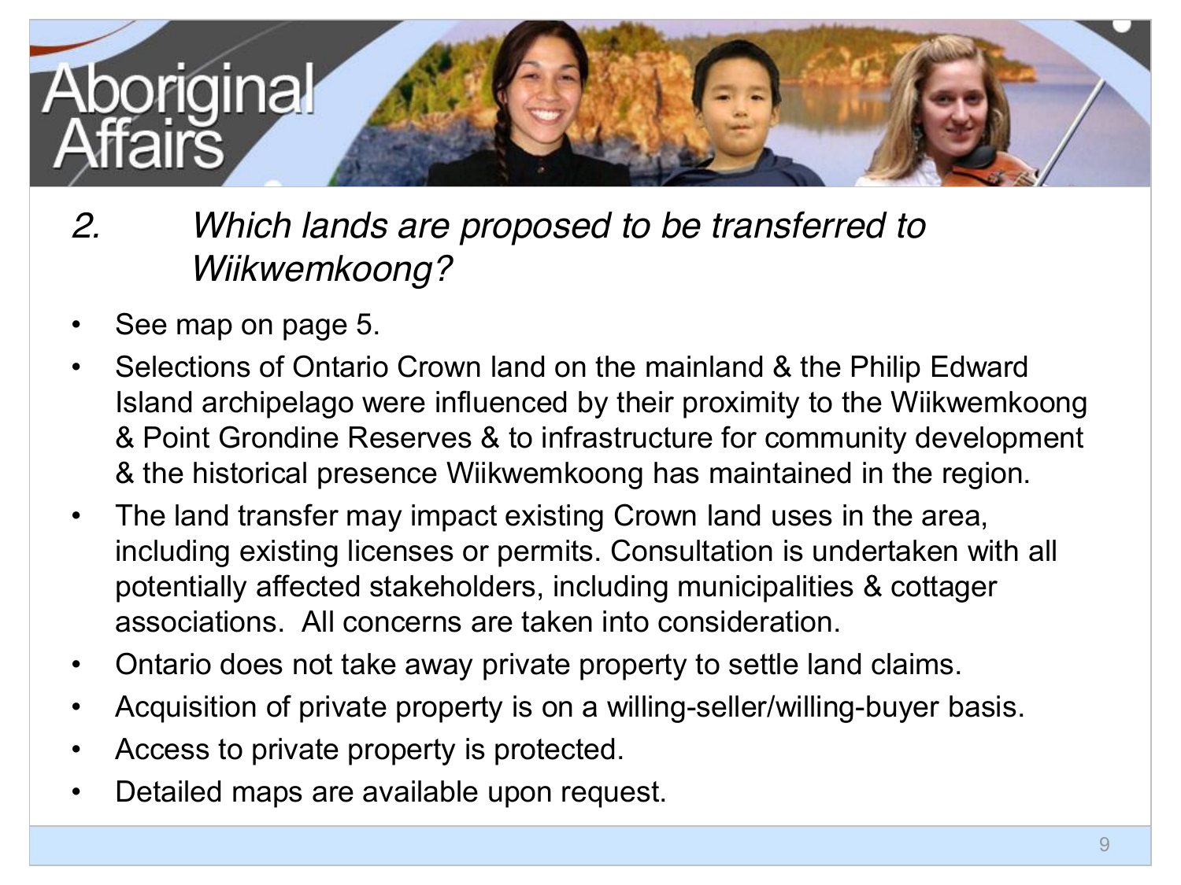## 2. *Which lands are proposed to be transferred to Wiikwemkoong?*

- See map on page 5.
- Selections of Ontario Crown land on the mainland & the Philip Edward Island archipelago were influenced by their proximity to the Wiikwemkoong & Point Grondine Reserves & to infrastructure for community development & the historical presence Wiikwemkoong has maintained in the region.
- The land transfer may impact existing Crown land uses in the area, including existing licenses or permits. Consultation is undertaken with all potentially affected stakeholders, including municipalities & cottager associations. All concerns are taken into consideration.
- Ontario does not take away private property to settle land claims.
- Acquisition of private property is on a willing-seller/willing-buyer basis.
- Access to private property is protected.
- Detailed maps are available upon request.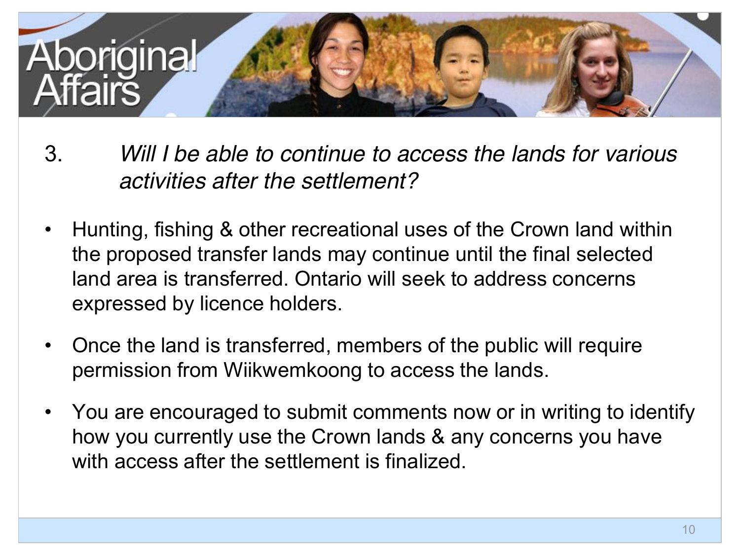3. *Will I be able to continue to access the lands for various activities after the settlement?*

- Hunting, fishing & other recreational uses of the Crown land within the proposed transfer lands may continue until the final selected land area is transferred. Ontario will seek to address concerns expressed by licence holders.
- Once the land is transferred, members of the public will require permission from Wiikwemkoong to access the lands.
- You are encouraged to submit comments now or in writing to identify how you currently use the Crown lands & any concerns you have with access after the settlement is finalized.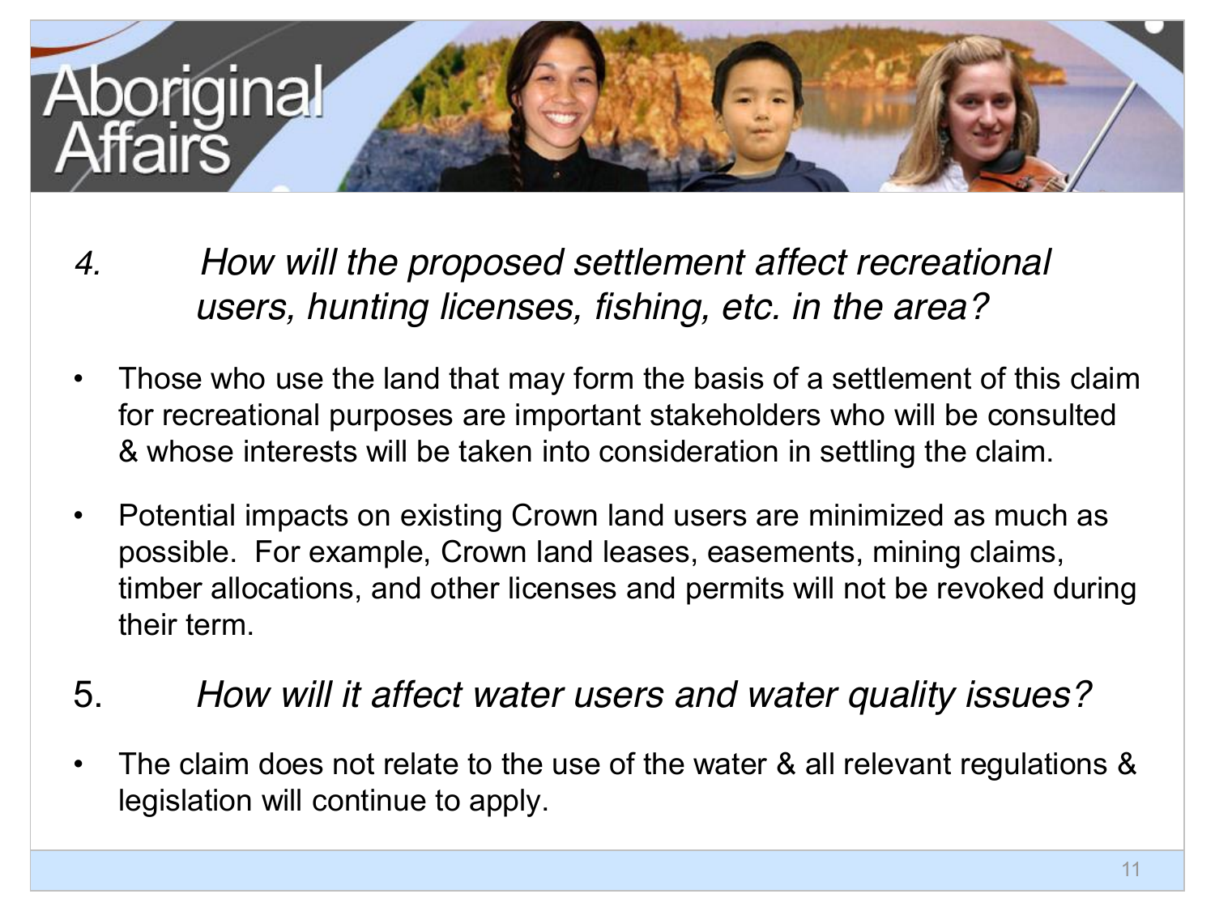*4. How will the proposed settlement affect recreational users, hunting licenses, fishing, etc. in the area?*

- Those who use the land that may form the basis of a settlement of this claim for recreational purposes are important stakeholders who will be consulted & whose interests will be taken into consideration in settling the claim.
- Potential impacts on existing Crown land users are minimized as much as possible. For example, Crown land leases, easements, mining claims, timber allocations, and other licenses and permits will not be revoked during their term.

5. *How will it affect water users and water quality issues?*

- The claim does not relate to the use of the water & all relevant regulations & legislation will continue to apply.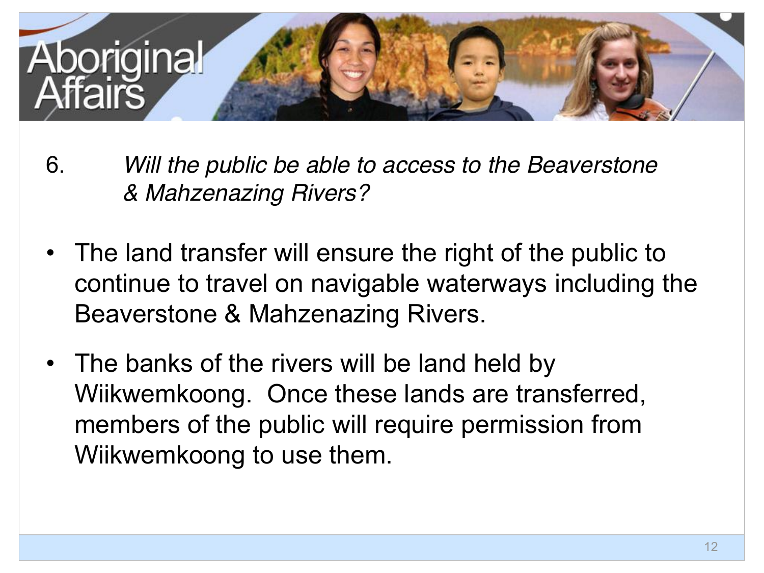6. *Will the public be able to access to the Beaverstone & Mahzenazing Rivers?*

- The land transfer will ensure the right of the public to continue to travel on navigable waterways including the Beaverstone & Mahzenazing Rivers.
- The banks of the rivers will be land held by Wiikwemkoong. Once these lands are transferred, members of the public will require permission from Wiikwemkoong to use them.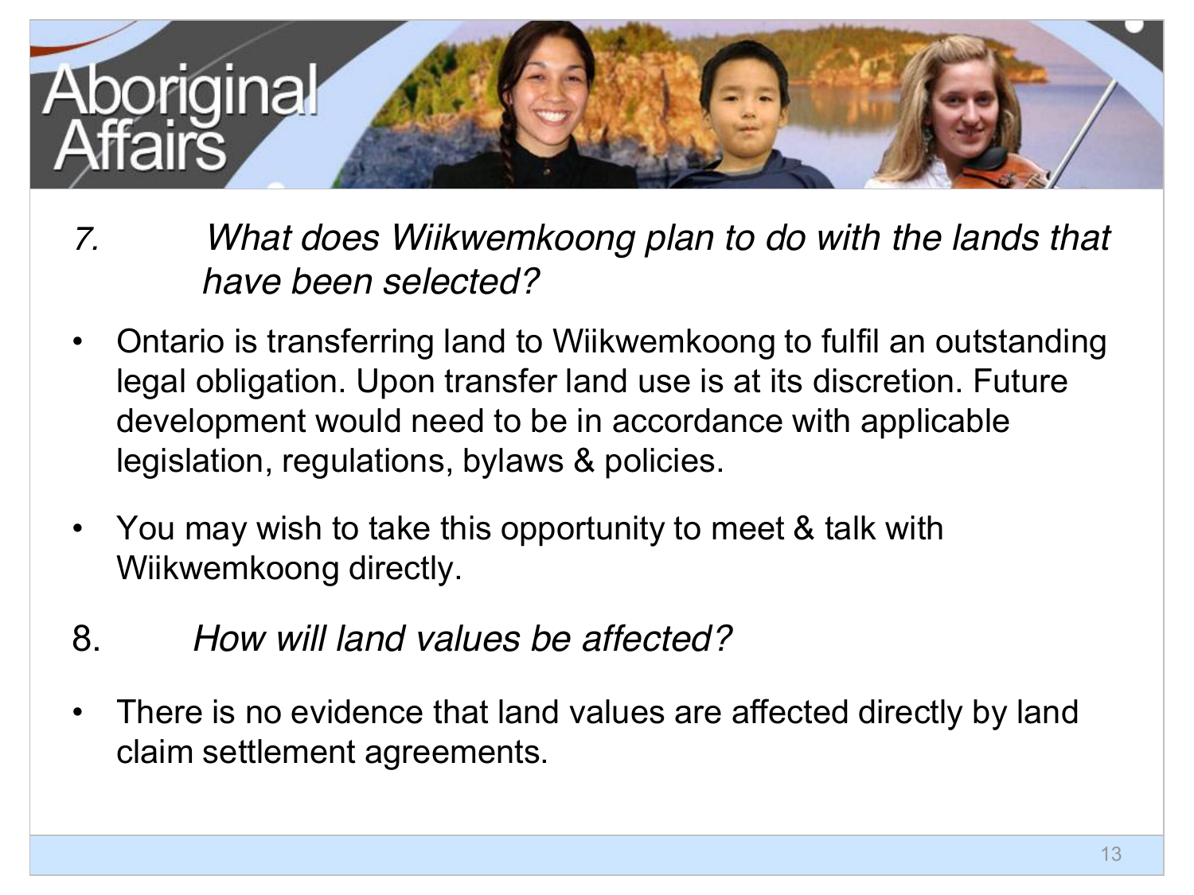*7. What does Wiikwemkoong plan to do with the lands that have been selected?*

- Ontario is transferring land to Wiikwemkoong to fulfil an outstanding legal obligation. Upon transfer land use is at its discretion. Future development would need to be in accordance with applicable legislation, regulations, bylaws & policies.
- You may wish to take this opportunity to meet & talk with Wiikwemkoong directly.

8. *How will land values be affected?*

- There is no evidence that land values are affected directly by land claim settlement agreements.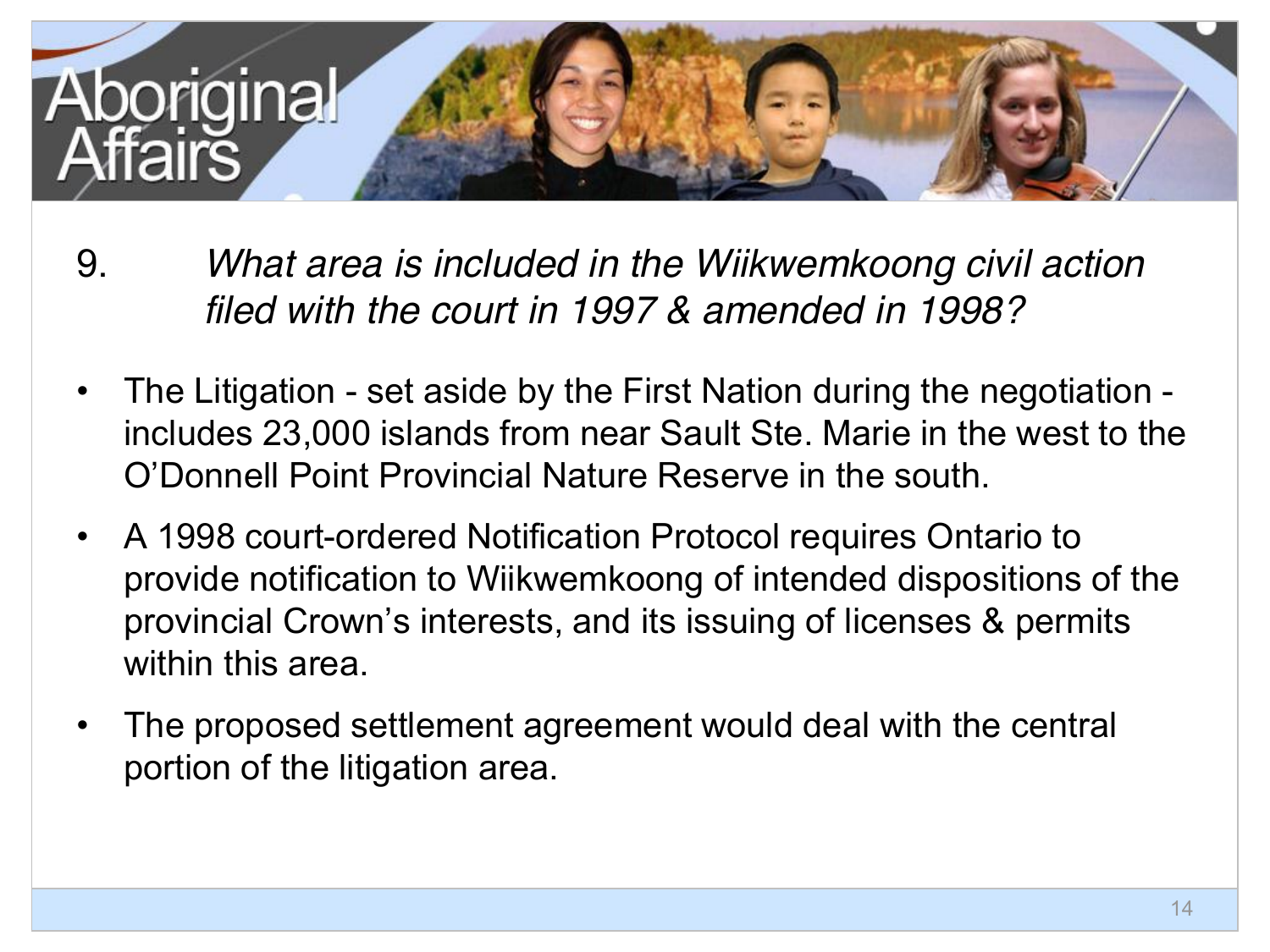## 9. *What area is included in the Wiikwemkoong civil action filed with the court in 1997 & amended in 1998?*

- The Litigation - set aside by the First Nation during the negotiation - includes 23,000 islands from near Sault Ste. Marie in the west to the O'Donnell Point Provincial Nature Reserve in the south.
- A 1998 court-ordered Notification Protocol requires Ontario to provide notification to Wiikwemkoong of intended dispositions of the provincial Crown's interests, and its issuing of licenses & permits within this area.
- The proposed settlement agreement would deal with the central portion of the litigation area.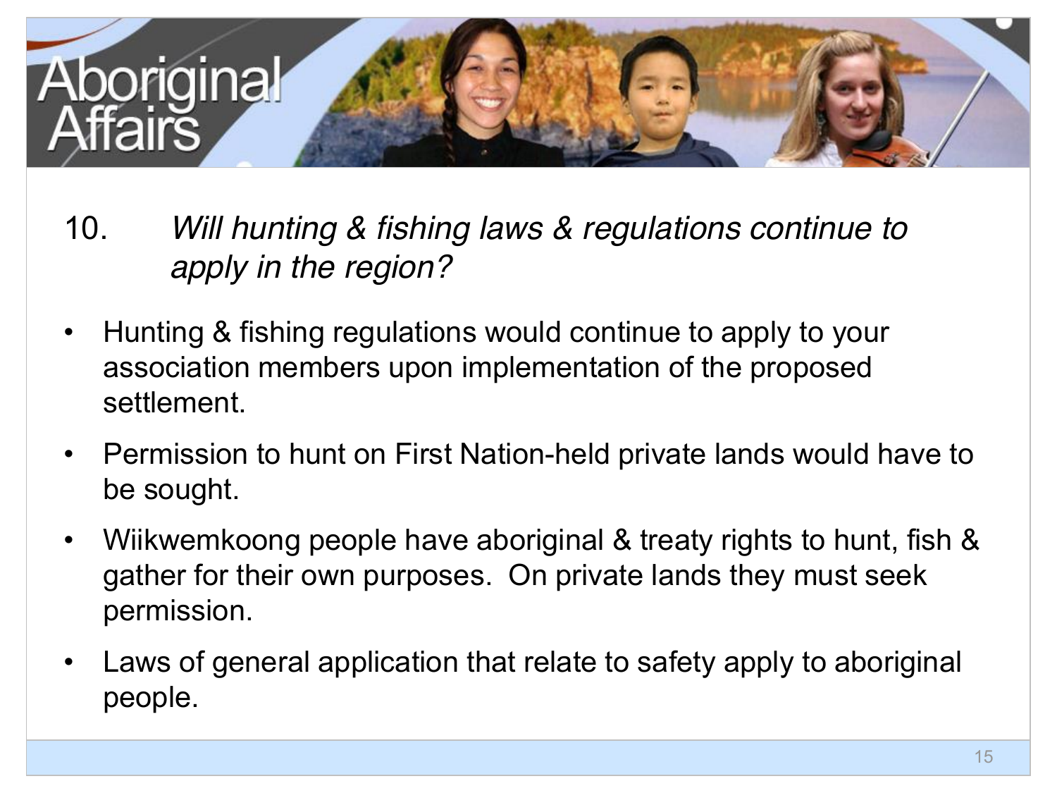Aboriginal Affairs

10. *Will hunting & fishing laws & regulations continue to apply in the region?*

- Hunting & fishing regulations would continue to apply to your association members upon implementation of the proposed settlement.
- Permission to hunt on First Nation-held private lands would have to be sought.
- Wiikwemkoong people have aboriginal & treaty rights to hunt, fish & gather for their own purposes. On private lands they must seek permission.
- Laws of general application that relate to safety apply to aboriginal people.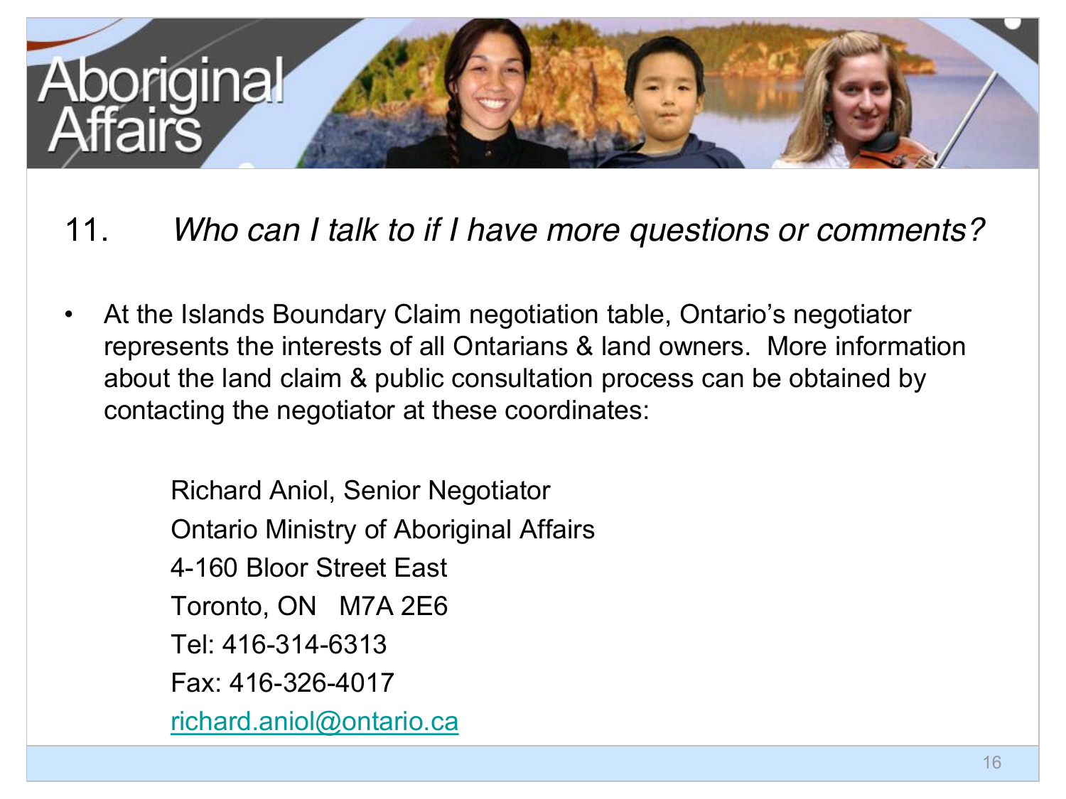Aboriginal Affairs

## 11. *Who can I talk to if I have more questions or comments?*

- At the Islands Boundary Claim negotiation table, Ontario's negotiator represents the interests of all Ontarians & land owners. More information about the land claim & public consultation process can be obtained by contacting the negotiator at these coordinates:

  Richard Aniol, Senior Negotiator
  Ontario Ministry of Aboriginal Affairs
  4-160 Bloor Street East
  Toronto, ON M7A 2E6
  Tel: 416-314-6313
  Fax: 416-326-4017
  richard.aniol@ontario.ca